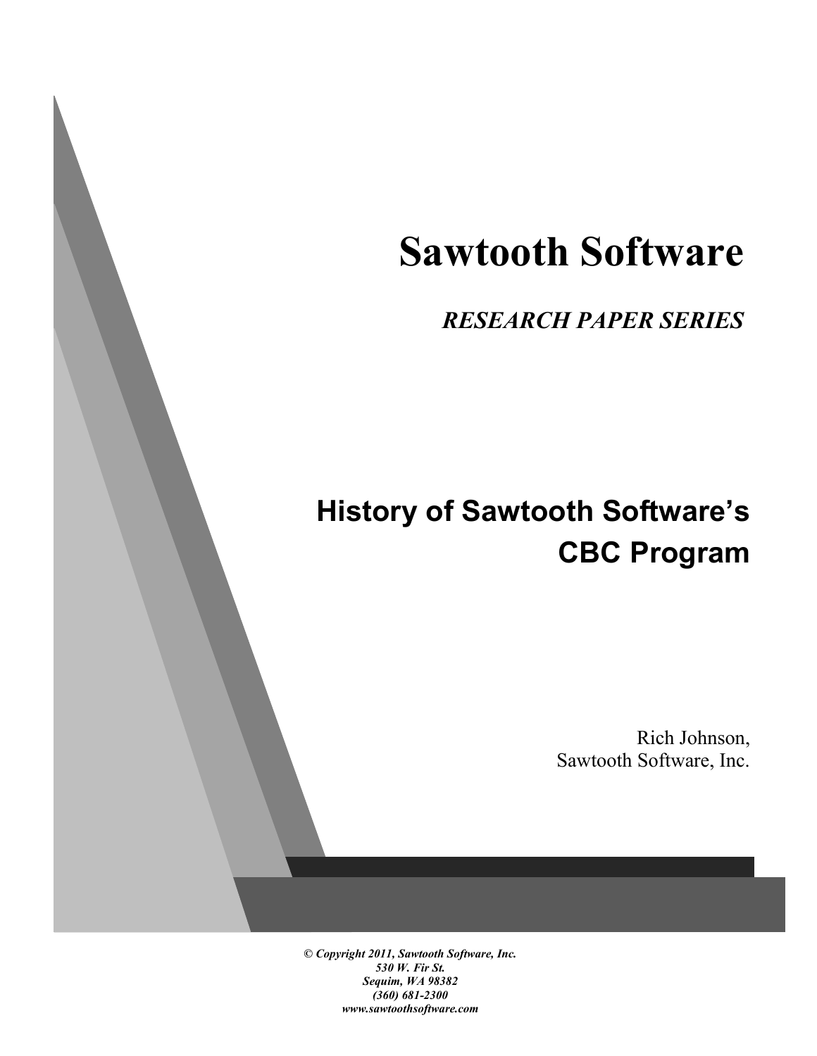# Sawtooth Software

*RESEARCH PAPER SERIES*

## History of Sawtooth Software's CBC Program

Rich Johnson,
Sawtooth Software, Inc.

***© Copyright 2011, Sawtooth Software, Inc.***
***530 W. Fir St.***
***Sequim, WA 98382***
***(360) 681-2300***
***www.sawtoothsoftware.com***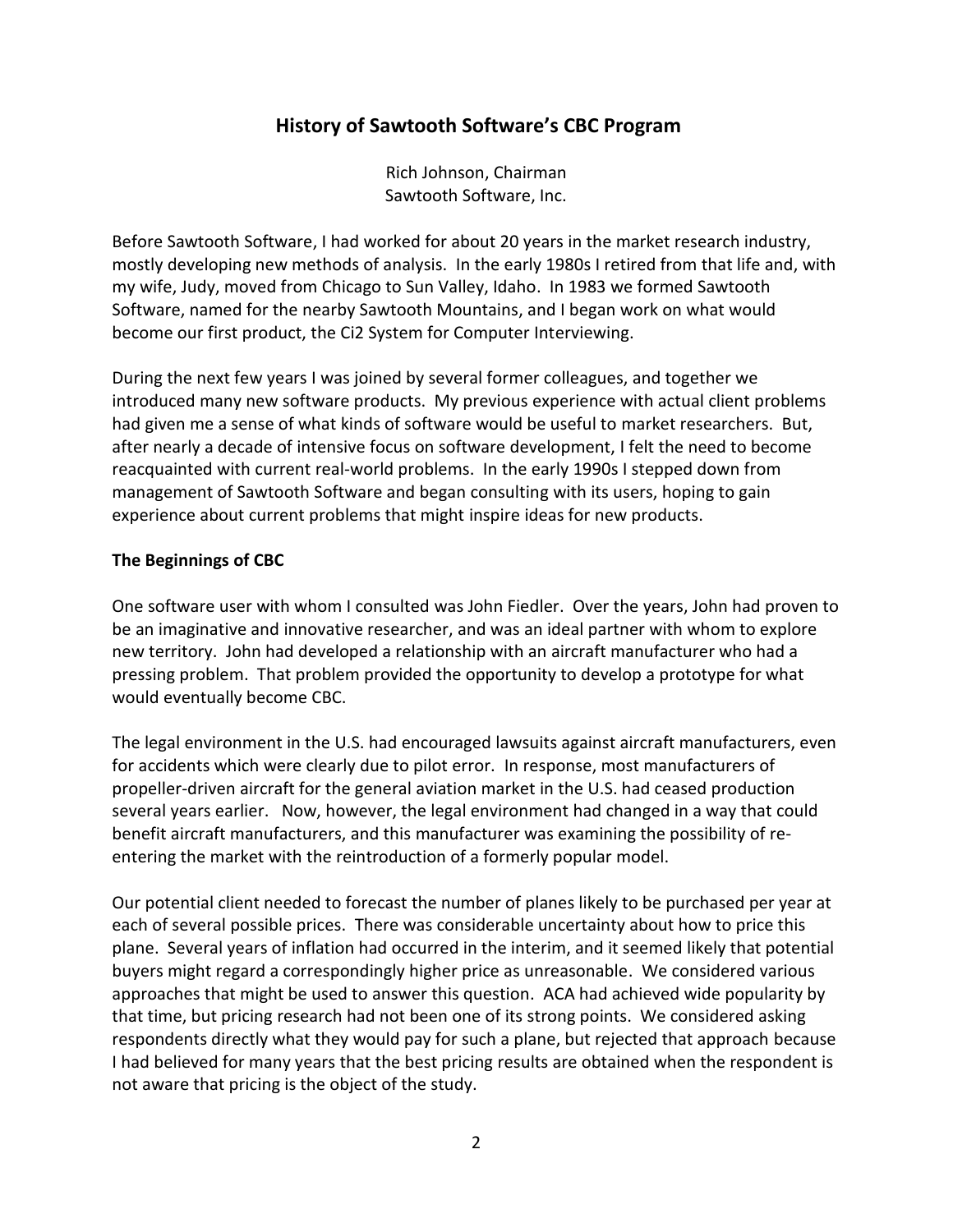# History of Sawtooth Software's CBC Program

Rich Johnson, Chairman
Sawtooth Software, Inc.

Before Sawtooth Software, I had worked for about 20 years in the market research industry, mostly developing new methods of analysis. In the early 1980s I retired from that life and, with my wife, Judy, moved from Chicago to Sun Valley, Idaho. In 1983 we formed Sawtooth Software, named for the nearby Sawtooth Mountains, and I began work on what would become our first product, the Ci2 System for Computer Interviewing.

During the next few years I was joined by several former colleagues, and together we introduced many new software products. My previous experience with actual client problems had given me a sense of what kinds of software would be useful to market researchers. But, after nearly a decade of intensive focus on software development, I felt the need to become reacquainted with current real-world problems. In the early 1990s I stepped down from management of Sawtooth Software and began consulting with its users, hoping to gain experience about current problems that might inspire ideas for new products.

## The Beginnings of CBC

One software user with whom I consulted was John Fiedler. Over the years, John had proven to be an imaginative and innovative researcher, and was an ideal partner with whom to explore new territory. John had developed a relationship with an aircraft manufacturer who had a pressing problem. That problem provided the opportunity to develop a prototype for what would eventually become CBC.

The legal environment in the U.S. had encouraged lawsuits against aircraft manufacturers, even for accidents which were clearly due to pilot error. In response, most manufacturers of propeller-driven aircraft for the general aviation market in the U.S. had ceased production several years earlier. Now, however, the legal environment had changed in a way that could benefit aircraft manufacturers, and this manufacturer was examining the possibility of re-entering the market with the reintroduction of a formerly popular model.

Our potential client needed to forecast the number of planes likely to be purchased per year at each of several possible prices. There was considerable uncertainty about how to price this plane. Several years of inflation had occurred in the interim, and it seemed likely that potential buyers might regard a correspondingly higher price as unreasonable. We considered various approaches that might be used to answer this question. ACA had achieved wide popularity by that time, but pricing research had not been one of its strong points. We considered asking respondents directly what they would pay for such a plane, but rejected that approach because I had believed for many years that the best pricing results are obtained when the respondent is not aware that pricing is the object of the study.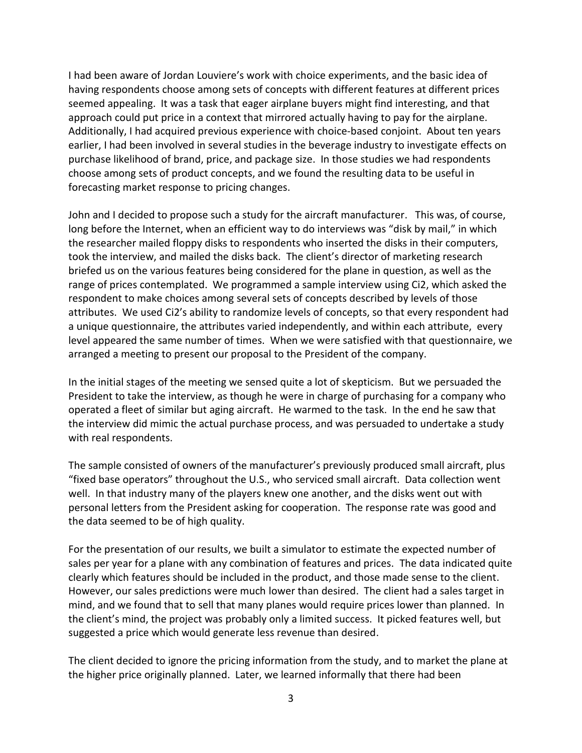I had been aware of Jordan Louviere's work with choice experiments, and the basic idea of having respondents choose among sets of concepts with different features at different prices seemed appealing. It was a task that eager airplane buyers might find interesting, and that approach could put price in a context that mirrored actually having to pay for the airplane. Additionally, I had acquired previous experience with choice-based conjoint. About ten years earlier, I had been involved in several studies in the beverage industry to investigate effects on purchase likelihood of brand, price, and package size. In those studies we had respondents choose among sets of product concepts, and we found the resulting data to be useful in forecasting market response to pricing changes.

John and I decided to propose such a study for the aircraft manufacturer. This was, of course, long before the Internet, when an efficient way to do interviews was "disk by mail," in which the researcher mailed floppy disks to respondents who inserted the disks in their computers, took the interview, and mailed the disks back. The client's director of marketing research briefed us on the various features being considered for the plane in question, as well as the range of prices contemplated. We programmed a sample interview using Ci2, which asked the respondent to make choices among several sets of concepts described by levels of those attributes. We used Ci2's ability to randomize levels of concepts, so that every respondent had a unique questionnaire, the attributes varied independently, and within each attribute, every level appeared the same number of times. When we were satisfied with that questionnaire, we arranged a meeting to present our proposal to the President of the company.

In the initial stages of the meeting we sensed quite a lot of skepticism. But we persuaded the President to take the interview, as though he were in charge of purchasing for a company who operated a fleet of similar but aging aircraft. He warmed to the task. In the end he saw that the interview did mimic the actual purchase process, and was persuaded to undertake a study with real respondents.

The sample consisted of owners of the manufacturer's previously produced small aircraft, plus "fixed base operators" throughout the U.S., who serviced small aircraft. Data collection went well. In that industry many of the players knew one another, and the disks went out with personal letters from the President asking for cooperation. The response rate was good and the data seemed to be of high quality.

For the presentation of our results, we built a simulator to estimate the expected number of sales per year for a plane with any combination of features and prices. The data indicated quite clearly which features should be included in the product, and those made sense to the client. However, our sales predictions were much lower than desired. The client had a sales target in mind, and we found that to sell that many planes would require prices lower than planned. In the client's mind, the project was probably only a limited success. It picked features well, but suggested a price which would generate less revenue than desired.

The client decided to ignore the pricing information from the study, and to market the plane at the higher price originally planned. Later, we learned informally that there had been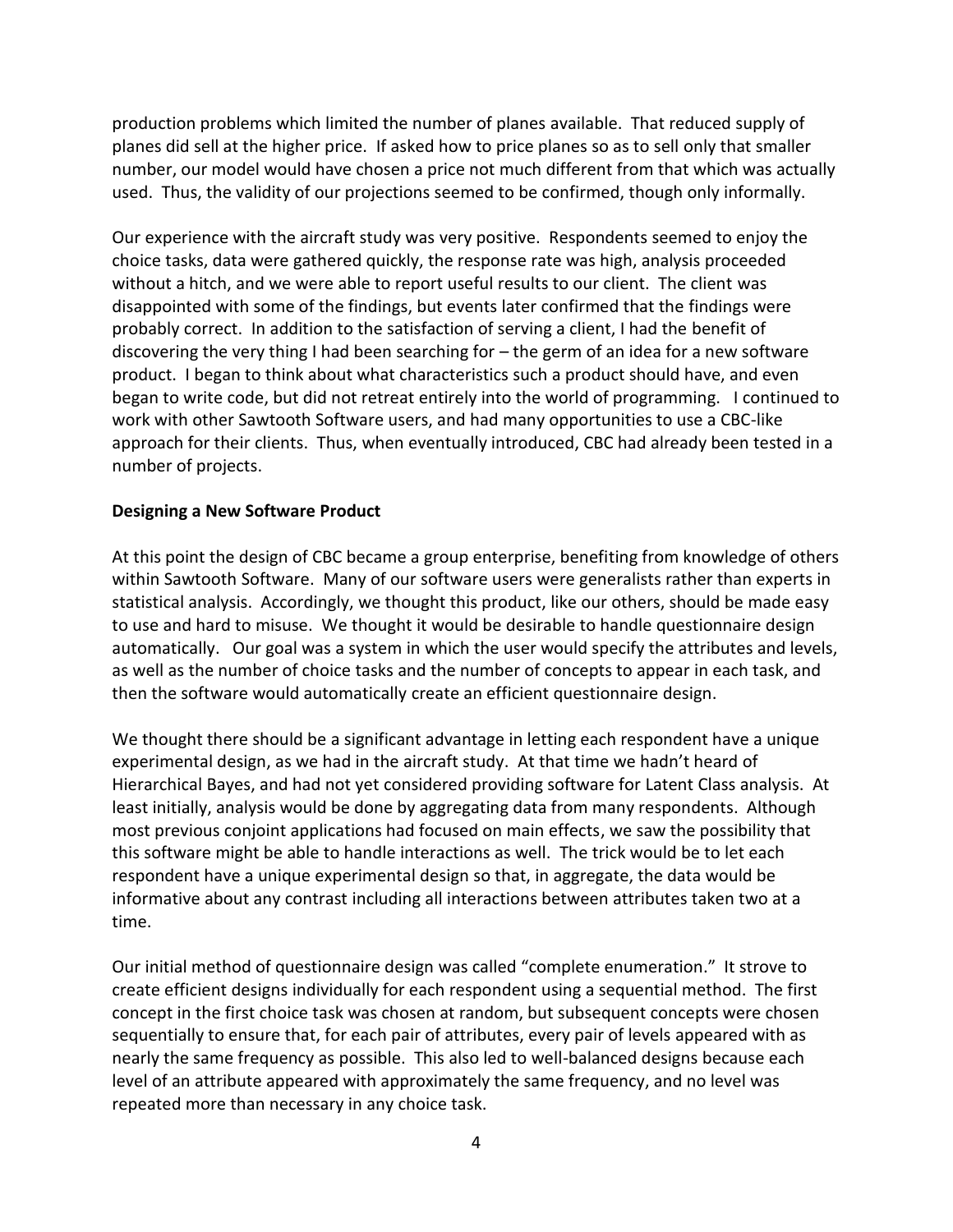production problems which limited the number of planes available. That reduced supply of planes did sell at the higher price. If asked how to price planes so as to sell only that smaller number, our model would have chosen a price not much different from that which was actually used. Thus, the validity of our projections seemed to be confirmed, though only informally.

Our experience with the aircraft study was very positive. Respondents seemed to enjoy the choice tasks, data were gathered quickly, the response rate was high, analysis proceeded without a hitch, and we were able to report useful results to our client. The client was disappointed with some of the findings, but events later confirmed that the findings were probably correct. In addition to the satisfaction of serving a client, I had the benefit of discovering the very thing I had been searching for – the germ of an idea for a new software product. I began to think about what characteristics such a product should have, and even began to write code, but did not retreat entirely into the world of programming. I continued to work with other Sawtooth Software users, and had many opportunities to use a CBC-like approach for their clients. Thus, when eventually introduced, CBC had already been tested in a number of projects.

**Designing a New Software Product**

At this point the design of CBC became a group enterprise, benefiting from knowledge of others within Sawtooth Software. Many of our software users were generalists rather than experts in statistical analysis. Accordingly, we thought this product, like our others, should be made easy to use and hard to misuse. We thought it would be desirable to handle questionnaire design automatically. Our goal was a system in which the user would specify the attributes and levels, as well as the number of choice tasks and the number of concepts to appear in each task, and then the software would automatically create an efficient questionnaire design.

We thought there should be a significant advantage in letting each respondent have a unique experimental design, as we had in the aircraft study. At that time we hadn't heard of Hierarchical Bayes, and had not yet considered providing software for Latent Class analysis. At least initially, analysis would be done by aggregating data from many respondents. Although most previous conjoint applications had focused on main effects, we saw the possibility that this software might be able to handle interactions as well. The trick would be to let each respondent have a unique experimental design so that, in aggregate, the data would be informative about any contrast including all interactions between attributes taken two at a time.

Our initial method of questionnaire design was called "complete enumeration." It strove to create efficient designs individually for each respondent using a sequential method. The first concept in the first choice task was chosen at random, but subsequent concepts were chosen sequentially to ensure that, for each pair of attributes, every pair of levels appeared with as nearly the same frequency as possible. This also led to well-balanced designs because each level of an attribute appeared with approximately the same frequency, and no level was repeated more than necessary in any choice task.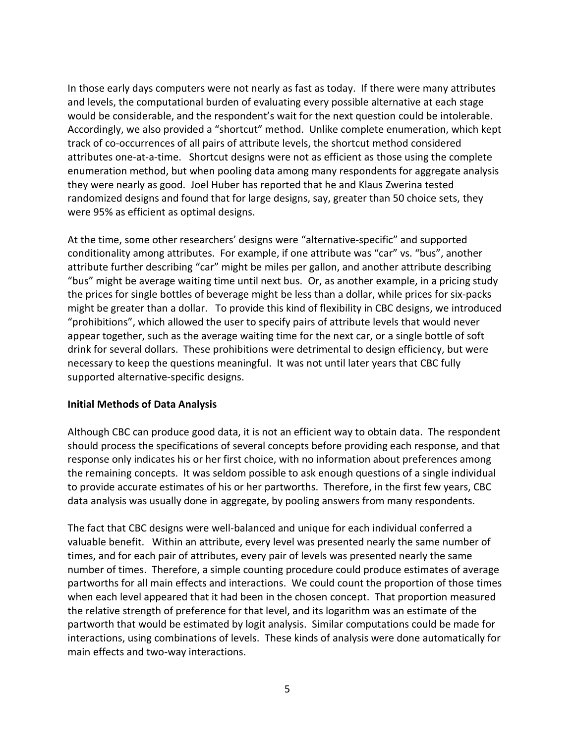In those early days computers were not nearly as fast as today. If there were many attributes and levels, the computational burden of evaluating every possible alternative at each stage would be considerable, and the respondent's wait for the next question could be intolerable. Accordingly, we also provided a "shortcut" method. Unlike complete enumeration, which kept track of co-occurrences of all pairs of attribute levels, the shortcut method considered attributes one-at-a-time. Shortcut designs were not as efficient as those using the complete enumeration method, but when pooling data among many respondents for aggregate analysis they were nearly as good. Joel Huber has reported that he and Klaus Zwerina tested randomized designs and found that for large designs, say, greater than 50 choice sets, they were 95% as efficient as optimal designs.

At the time, some other researchers' designs were "alternative-specific" and supported conditionality among attributes. For example, if one attribute was "car" vs. "bus", another attribute further describing "car" might be miles per gallon, and another attribute describing "bus" might be average waiting time until next bus. Or, as another example, in a pricing study the prices for single bottles of beverage might be less than a dollar, while prices for six-packs might be greater than a dollar. To provide this kind of flexibility in CBC designs, we introduced "prohibitions", which allowed the user to specify pairs of attribute levels that would never appear together, such as the average waiting time for the next car, or a single bottle of soft drink for several dollars. These prohibitions were detrimental to design efficiency, but were necessary to keep the questions meaningful. It was not until later years that CBC fully supported alternative-specific designs.

**Initial Methods of Data Analysis**

Although CBC can produce good data, it is not an efficient way to obtain data. The respondent should process the specifications of several concepts before providing each response, and that response only indicates his or her first choice, with no information about preferences among the remaining concepts. It was seldom possible to ask enough questions of a single individual to provide accurate estimates of his or her partworths. Therefore, in the first few years, CBC data analysis was usually done in aggregate, by pooling answers from many respondents.

The fact that CBC designs were well-balanced and unique for each individual conferred a valuable benefit. Within an attribute, every level was presented nearly the same number of times, and for each pair of attributes, every pair of levels was presented nearly the same number of times. Therefore, a simple counting procedure could produce estimates of average partworths for all main effects and interactions. We could count the proportion of those times when each level appeared that it had been in the chosen concept. That proportion measured the relative strength of preference for that level, and its logarithm was an estimate of the partworth that would be estimated by logit analysis. Similar computations could be made for interactions, using combinations of levels. These kinds of analysis were done automatically for main effects and two-way interactions.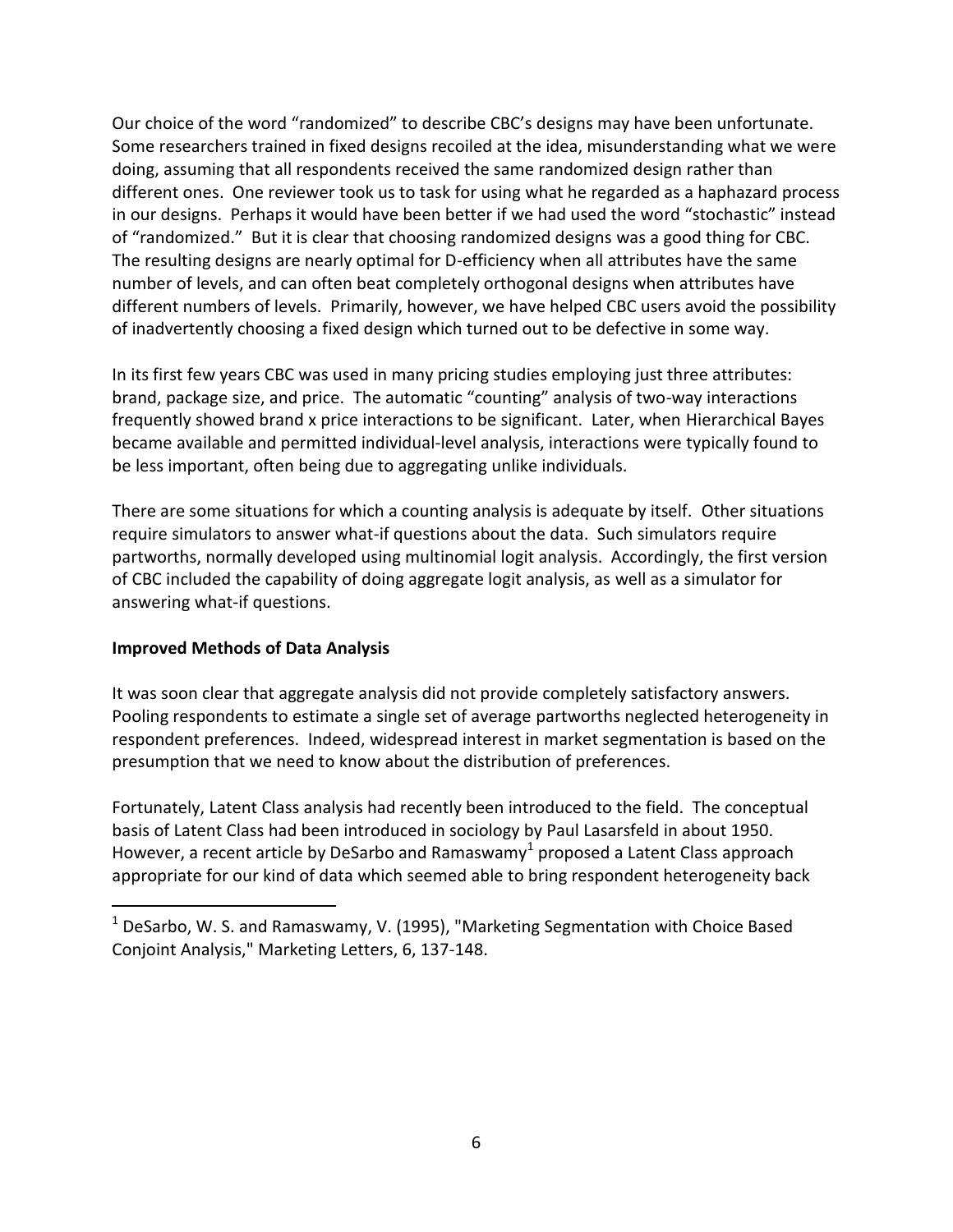Our choice of the word "randomized" to describe CBC's designs may have been unfortunate. Some researchers trained in fixed designs recoiled at the idea, misunderstanding what we were doing, assuming that all respondents received the same randomized design rather than different ones. One reviewer took us to task for using what he regarded as a haphazard process in our designs. Perhaps it would have been better if we had used the word "stochastic" instead of "randomized." But it is clear that choosing randomized designs was a good thing for CBC. The resulting designs are nearly optimal for D-efficiency when all attributes have the same number of levels, and can often beat completely orthogonal designs when attributes have different numbers of levels. Primarily, however, we have helped CBC users avoid the possibility of inadvertently choosing a fixed design which turned out to be defective in some way.

In its first few years CBC was used in many pricing studies employing just three attributes: brand, package size, and price. The automatic "counting" analysis of two-way interactions frequently showed brand x price interactions to be significant. Later, when Hierarchical Bayes became available and permitted individual-level analysis, interactions were typically found to be less important, often being due to aggregating unlike individuals.

There are some situations for which a counting analysis is adequate by itself. Other situations require simulators to answer what-if questions about the data. Such simulators require partworths, normally developed using multinomial logit analysis. Accordingly, the first version of CBC included the capability of doing aggregate logit analysis, as well as a simulator for answering what-if questions.

**Improved Methods of Data Analysis**

It was soon clear that aggregate analysis did not provide completely satisfactory answers. Pooling respondents to estimate a single set of average partworths neglected heterogeneity in respondent preferences. Indeed, widespread interest in market segmentation is based on the presumption that we need to know about the distribution of preferences.

Fortunately, Latent Class analysis had recently been introduced to the field. The conceptual basis of Latent Class had been introduced in sociology by Paul Lasarsfeld in about 1950. However, a recent article by DeSarbo and Ramaswamy[1] proposed a Latent Class approach appropriate for our kind of data which seemed able to bring respondent heterogeneity back

[1] DeSarbo, W. S. and Ramaswamy, V. (1995), "Marketing Segmentation with Choice Based Conjoint Analysis," Marketing Letters, 6, 137-148.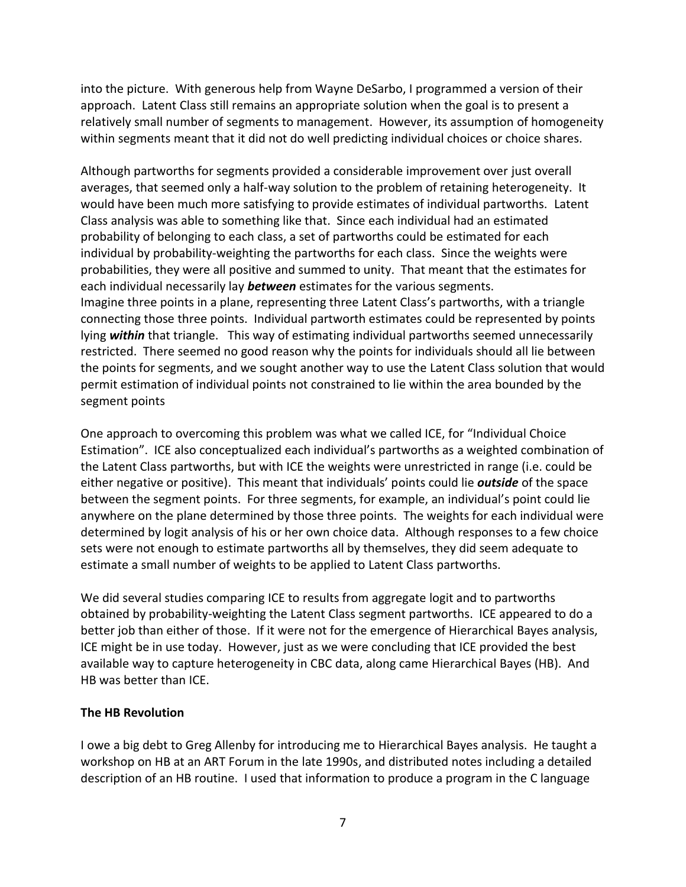into the picture. With generous help from Wayne DeSarbo, I programmed a version of their approach. Latent Class still remains an appropriate solution when the goal is to present a relatively small number of segments to management. However, its assumption of homogeneity within segments meant that it did not do well predicting individual choices or choice shares.

Although partworths for segments provided a considerable improvement over just overall averages, that seemed only a half-way solution to the problem of retaining heterogeneity. It would have been much more satisfying to provide estimates of individual partworths. Latent Class analysis was able to something like that. Since each individual had an estimated probability of belonging to each class, a set of partworths could be estimated for each individual by probability-weighting the partworths for each class. Since the weights were probabilities, they were all positive and summed to unity. That meant that the estimates for each individual necessarily lay ***between*** estimates for the various segments.
Imagine three points in a plane, representing three Latent Class's partworths, with a triangle connecting those three points. Individual partworth estimates could be represented by points lying ***within*** that triangle. This way of estimating individual partworths seemed unnecessarily restricted. There seemed no good reason why the points for individuals should all lie between the points for segments, and we sought another way to use the Latent Class solution that would permit estimation of individual points not constrained to lie within the area bounded by the segment points

One approach to overcoming this problem was what we called ICE, for "Individual Choice Estimation". ICE also conceptualized each individual's partworths as a weighted combination of the Latent Class partworths, but with ICE the weights were unrestricted in range (i.e. could be either negative or positive). This meant that individuals' points could lie ***outside*** of the space between the segment points. For three segments, for example, an individual's point could lie anywhere on the plane determined by those three points. The weights for each individual were determined by logit analysis of his or her own choice data. Although responses to a few choice sets were not enough to estimate partworths all by themselves, they did seem adequate to estimate a small number of weights to be applied to Latent Class partworths.

We did several studies comparing ICE to results from aggregate logit and to partworths obtained by probability-weighting the Latent Class segment partworths. ICE appeared to do a better job than either of those. If it were not for the emergence of Hierarchical Bayes analysis, ICE might be in use today. However, just as we were concluding that ICE provided the best available way to capture heterogeneity in CBC data, along came Hierarchical Bayes (HB). And HB was better than ICE.

**The HB Revolution**

I owe a big debt to Greg Allenby for introducing me to Hierarchical Bayes analysis. He taught a workshop on HB at an ART Forum in the late 1990s, and distributed notes including a detailed description of an HB routine. I used that information to produce a program in the C language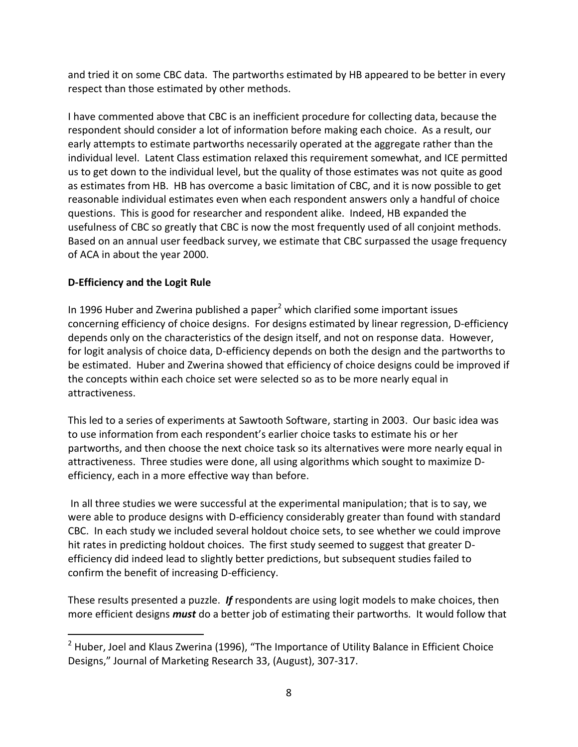and tried it on some CBC data. The partworths estimated by HB appeared to be better in every respect than those estimated by other methods.

I have commented above that CBC is an inefficient procedure for collecting data, because the respondent should consider a lot of information before making each choice. As a result, our early attempts to estimate partworths necessarily operated at the aggregate rather than the individual level. Latent Class estimation relaxed this requirement somewhat, and ICE permitted us to get down to the individual level, but the quality of those estimates was not quite as good as estimates from HB. HB has overcome a basic limitation of CBC, and it is now possible to get reasonable individual estimates even when each respondent answers only a handful of choice questions. This is good for researcher and respondent alike. Indeed, HB expanded the usefulness of CBC so greatly that CBC is now the most frequently used of all conjoint methods. Based on an annual user feedback survey, we estimate that CBC surpassed the usage frequency of ACA in about the year 2000.

**D-Efficiency and the Logit Rule**

In 1996 Huber and Zwerina published a paper[2] which clarified some important issues concerning efficiency of choice designs. For designs estimated by linear regression, D-efficiency depends only on the characteristics of the design itself, and not on response data. However, for logit analysis of choice data, D-efficiency depends on both the design and the partworths to be estimated. Huber and Zwerina showed that efficiency of choice designs could be improved if the concepts within each choice set were selected so as to be more nearly equal in attractiveness.

This led to a series of experiments at Sawtooth Software, starting in 2003. Our basic idea was to use information from each respondent's earlier choice tasks to estimate his or her partworths, and then choose the next choice task so its alternatives were more nearly equal in attractiveness. Three studies were done, all using algorithms which sought to maximize D-efficiency, each in a more effective way than before.

In all three studies we were successful at the experimental manipulation; that is to say, we were able to produce designs with D-efficiency considerably greater than found with standard CBC. In each study we included several holdout choice sets, to see whether we could improve hit rates in predicting holdout choices. The first study seemed to suggest that greater D-efficiency did indeed lead to slightly better predictions, but subsequent studies failed to confirm the benefit of increasing D-efficiency.

These results presented a puzzle. ***If*** respondents are using logit models to make choices, then more efficient designs ***must*** do a better job of estimating their partworths. It would follow that

[2] Huber, Joel and Klaus Zwerina (1996), "The Importance of Utility Balance in Efficient Choice Designs," Journal of Marketing Research 33, (August), 307-317.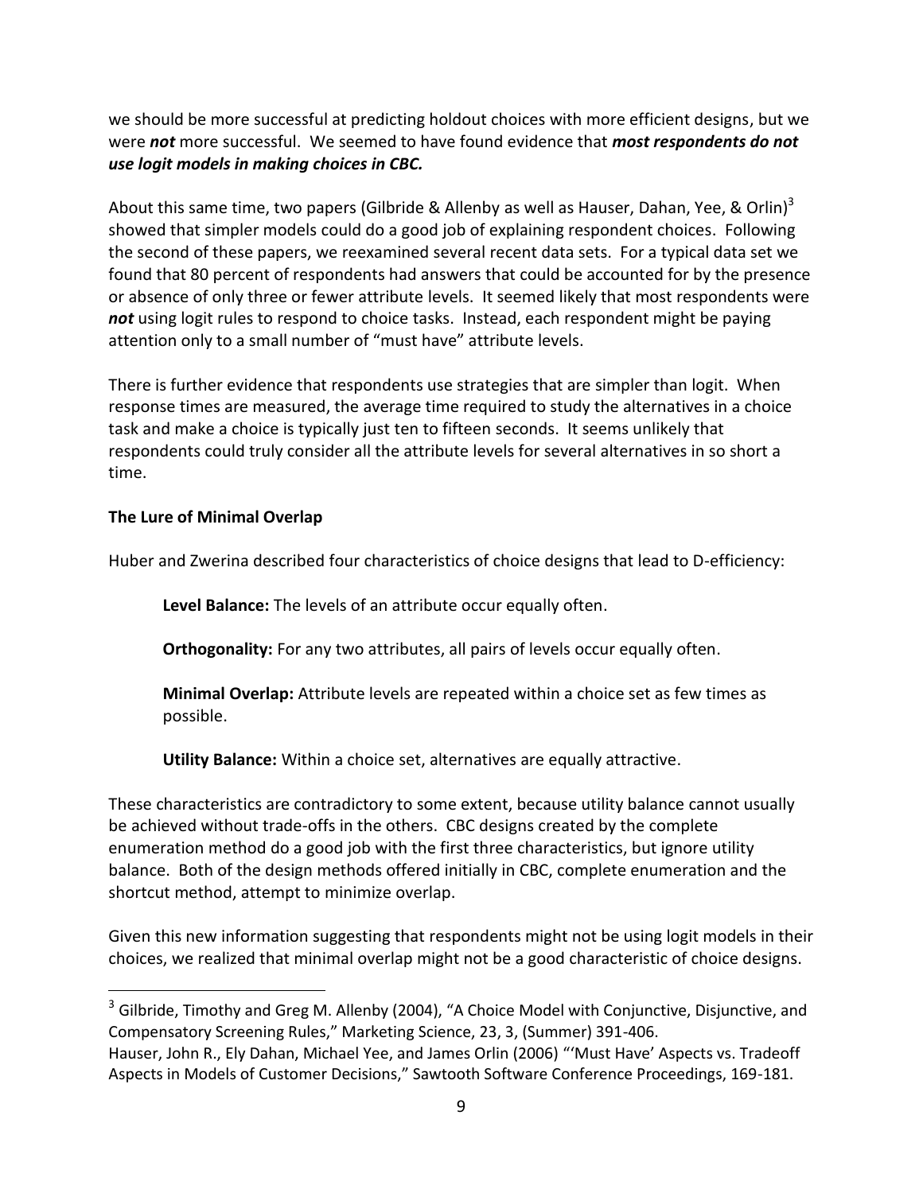we should be more successful at predicting holdout choices with more efficient designs, but we were ***not*** more successful. We seemed to have found evidence that ***most respondents do not use logit models in making choices in CBC.***

About this same time, two papers (Gilbride & Allenby as well as Hauser, Dahan, Yee, & Orlin)[3] showed that simpler models could do a good job of explaining respondent choices. Following the second of these papers, we reexamined several recent data sets. For a typical data set we found that 80 percent of respondents had answers that could be accounted for by the presence or absence of only three or fewer attribute levels. It seemed likely that most respondents were ***not*** using logit rules to respond to choice tasks. Instead, each respondent might be paying attention only to a small number of "must have" attribute levels.

There is further evidence that respondents use strategies that are simpler than logit. When response times are measured, the average time required to study the alternatives in a choice task and make a choice is typically just ten to fifteen seconds. It seems unlikely that respondents could truly consider all the attribute levels for several alternatives in so short a time.

**The Lure of Minimal Overlap**

Huber and Zwerina described four characteristics of choice designs that lead to D-efficiency:

> **Level Balance:** The levels of an attribute occur equally often.
>
> **Orthogonality:** For any two attributes, all pairs of levels occur equally often.
>
> **Minimal Overlap:** Attribute levels are repeated within a choice set as few times as possible.
>
> **Utility Balance:** Within a choice set, alternatives are equally attractive.

These characteristics are contradictory to some extent, because utility balance cannot usually be achieved without trade-offs in the others. CBC designs created by the complete enumeration method do a good job with the first three characteristics, but ignore utility balance. Both of the design methods offered initially in CBC, complete enumeration and the shortcut method, attempt to minimize overlap.

Given this new information suggesting that respondents might not be using logit models in their choices, we realized that minimal overlap might not be a good characteristic of choice designs.

---

[3] Gilbride, Timothy and Greg M. Allenby (2004), "A Choice Model with Conjunctive, Disjunctive, and Compensatory Screening Rules," Marketing Science, 23, 3, (Summer) 391-406.
Hauser, John R., Ely Dahan, Michael Yee, and James Orlin (2006) "'Must Have' Aspects vs. Tradeoff Aspects in Models of Customer Decisions," Sawtooth Software Conference Proceedings, 169-181.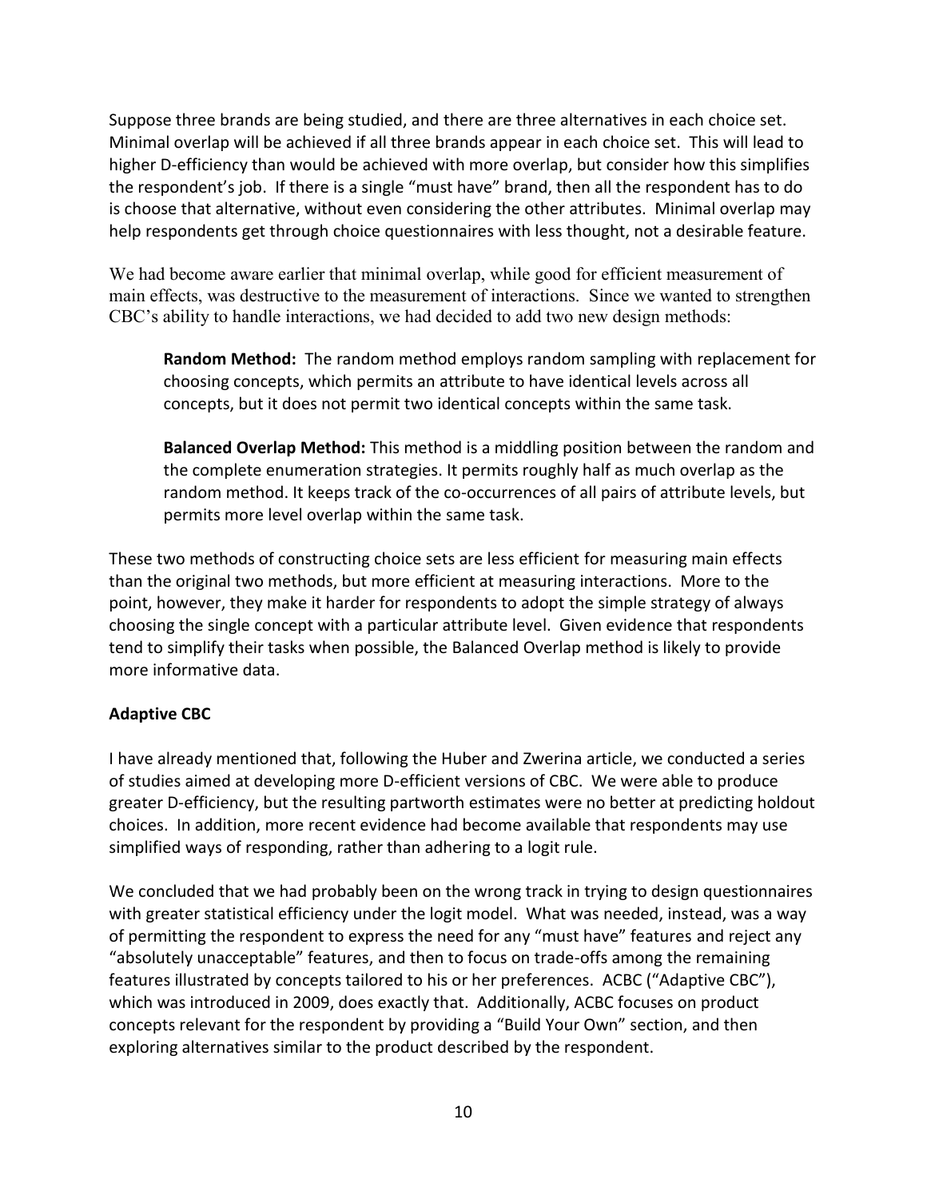Suppose three brands are being studied, and there are three alternatives in each choice set. Minimal overlap will be achieved if all three brands appear in each choice set. This will lead to higher D-efficiency than would be achieved with more overlap, but consider how this simplifies the respondent's job. If there is a single "must have" brand, then all the respondent has to do is choose that alternative, without even considering the other attributes. Minimal overlap may help respondents get through choice questionnaires with less thought, not a desirable feature.

We had become aware earlier that minimal overlap, while good for efficient measurement of main effects, was destructive to the measurement of interactions. Since we wanted to strengthen CBC's ability to handle interactions, we had decided to add two new design methods:

> **Random Method:** The random method employs random sampling with replacement for choosing concepts, which permits an attribute to have identical levels across all concepts, but it does not permit two identical concepts within the same task.
>
> **Balanced Overlap Method:** This method is a middling position between the random and the complete enumeration strategies. It permits roughly half as much overlap as the random method. It keeps track of the co-occurrences of all pairs of attribute levels, but permits more level overlap within the same task.

These two methods of constructing choice sets are less efficient for measuring main effects than the original two methods, but more efficient at measuring interactions. More to the point, however, they make it harder for respondents to adopt the simple strategy of always choosing the single concept with a particular attribute level. Given evidence that respondents tend to simplify their tasks when possible, the Balanced Overlap method is likely to provide more informative data.

**Adaptive CBC**

I have already mentioned that, following the Huber and Zwerina article, we conducted a series of studies aimed at developing more D-efficient versions of CBC. We were able to produce greater D-efficiency, but the resulting partworth estimates were no better at predicting holdout choices. In addition, more recent evidence had become available that respondents may use simplified ways of responding, rather than adhering to a logit rule.

We concluded that we had probably been on the wrong track in trying to design questionnaires with greater statistical efficiency under the logit model. What was needed, instead, was a way of permitting the respondent to express the need for any "must have" features and reject any "absolutely unacceptable" features, and then to focus on trade-offs among the remaining features illustrated by concepts tailored to his or her preferences. ACBC ("Adaptive CBC"), which was introduced in 2009, does exactly that. Additionally, ACBC focuses on product concepts relevant for the respondent by providing a "Build Your Own" section, and then exploring alternatives similar to the product described by the respondent.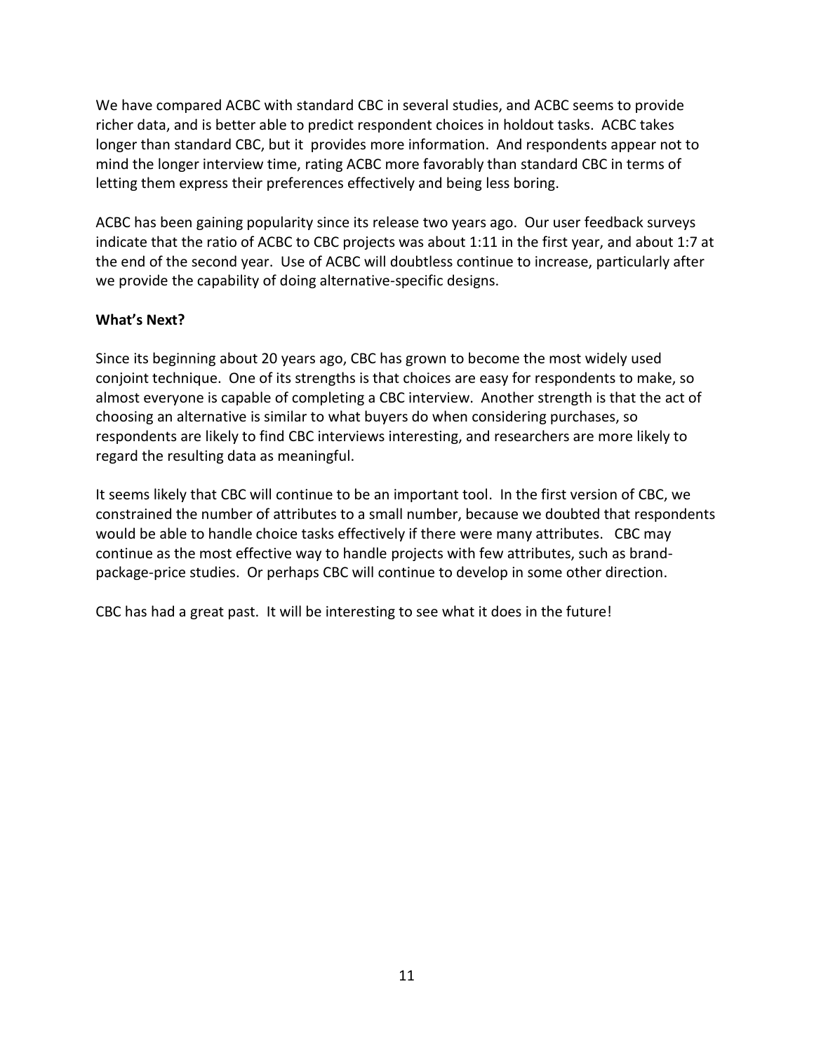We have compared ACBC with standard CBC in several studies, and ACBC seems to provide richer data, and is better able to predict respondent choices in holdout tasks. ACBC takes longer than standard CBC, but it provides more information. And respondents appear not to mind the longer interview time, rating ACBC more favorably than standard CBC in terms of letting them express their preferences effectively and being less boring.

ACBC has been gaining popularity since its release two years ago. Our user feedback surveys indicate that the ratio of ACBC to CBC projects was about 1:11 in the first year, and about 1:7 at the end of the second year. Use of ACBC will doubtless continue to increase, particularly after we provide the capability of doing alternative-specific designs.

**What's Next?**

Since its beginning about 20 years ago, CBC has grown to become the most widely used conjoint technique. One of its strengths is that choices are easy for respondents to make, so almost everyone is capable of completing a CBC interview. Another strength is that the act of choosing an alternative is similar to what buyers do when considering purchases, so respondents are likely to find CBC interviews interesting, and researchers are more likely to regard the resulting data as meaningful.

It seems likely that CBC will continue to be an important tool. In the first version of CBC, we constrained the number of attributes to a small number, because we doubted that respondents would be able to handle choice tasks effectively if there were many attributes. CBC may continue as the most effective way to handle projects with few attributes, such as brand-package-price studies. Or perhaps CBC will continue to develop in some other direction.

CBC has had a great past. It will be interesting to see what it does in the future!